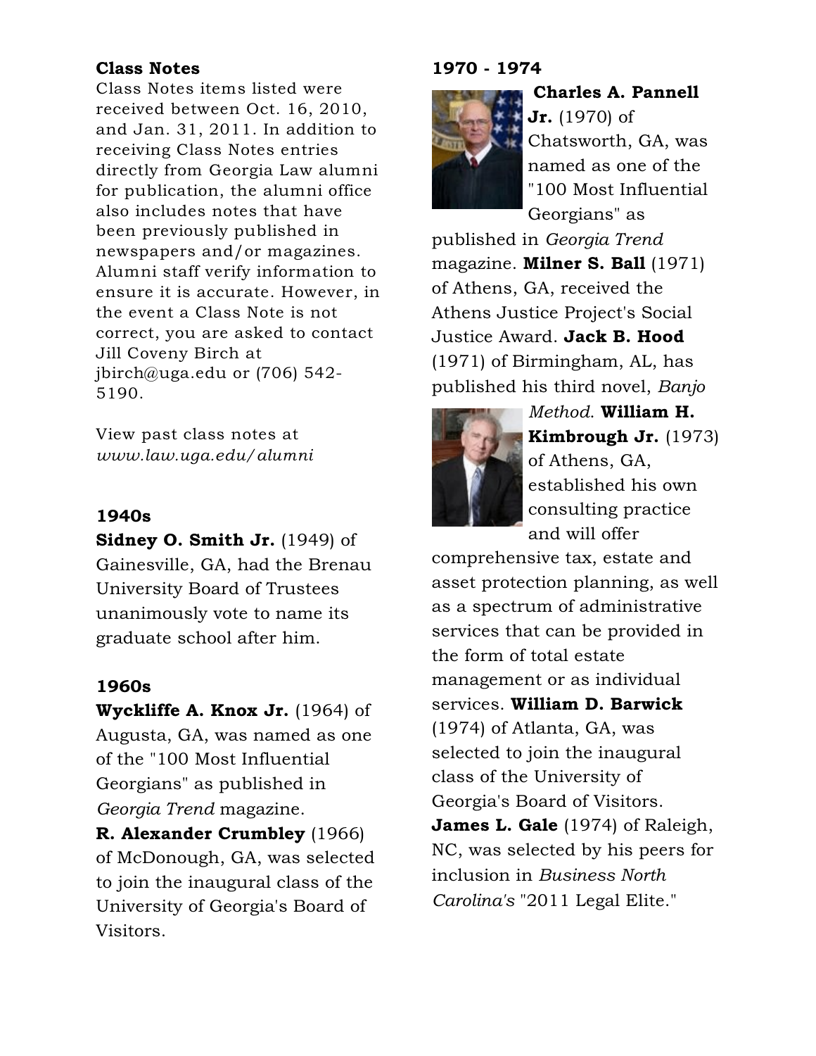## Class Notes

Class Notes items listed were received between Oct. 16, 2010, and Jan. 31, 2011. In addition to receiving Class Notes entries directly from Georgia Law alumni for publication, the alumni office also includes notes that have been previously published in newspapers and/or magazines. Alumni staff verify information to ensure it is accurate. However, in the event a Class Note is not correct, you are asked to contact Jill Coveny Birch at jbirch@uga.edu or (706) 542-5190.

View past class notes at *www.law.uga.edu/alumni*

### 1940s

**Sidney O. Smith Jr.** (1949) of Gainesville, GA, had the Brenau University Board of Trustees unanimously vote to name its graduate school after him.

### 1960s

**Wyckliffe A. Knox Jr.** (1964) of Augusta, GA, was named as one of the "100 Most Influential Georgians" as published in *Georgia Trend* magazine. **R. Alexander Crumbley** (1966) of McDonough, GA, was selected to join the inaugural class of the University of Georgia's Board of Visitors.

### 1970 - 1974

**Charles A. Pannell Jr.** (1970) of Chatsworth, GA, was named as one of the "100 Most Influential Georgians" as published in *Georgia Trend* magazine. **Milner S. Ball** (1971) of Athens, GA, received the Athens Justice Project's Social Justice Award. **Jack B. Hood** (1971) of Birmingham, AL, has published his third novel, *Banjo Method*. **William H. Kimbrough Jr.** (1973) of Athens, GA, established his own consulting practice and will offer comprehensive tax, estate and asset protection planning, as well as a spectrum of administrative services that can be provided in the form of total estate management or as individual services. **William D. Barwick** (1974) of Atlanta, GA, was selected to join the inaugural class of the University of Georgia's Board of Visitors. **James L. Gale** (1974) of Raleigh, NC, was selected by his peers for inclusion in *Business North Carolina's* "2011 Legal Elite."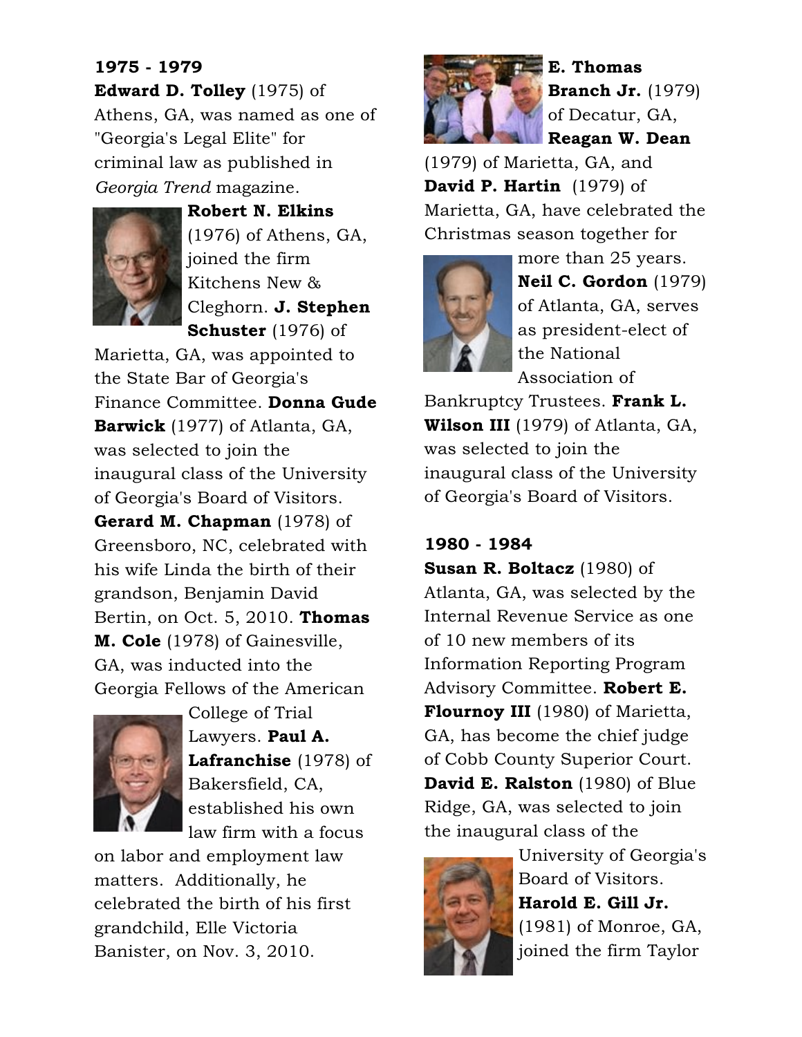**1975 - 1979**

**Edward D. Tolley** (1975) of Athens, GA, was named as one of "Georgia's Legal Elite" for criminal law as published in *Georgia Trend* magazine. **Robert N. Elkins** (1976) of Athens, GA, joined the firm Kitchens New & Cleghorn. **J. Stephen Schuster** (1976) of Marietta, GA, was appointed to the State Bar of Georgia's Finance Committee. **Donna Gude Barwick** (1977) of Atlanta, GA, was selected to join the inaugural class of the University of Georgia's Board of Visitors. **Gerard M. Chapman** (1978) of Greensboro, NC, celebrated with his wife Linda the birth of their grandson, Benjamin David Bertin, on Oct. 5, 2010. **Thomas M. Cole** (1978) of Gainesville, GA, was inducted into the Georgia Fellows of the American College of Trial Lawyers. **Paul A. Lafranchise** (1978) of Bakersfield, CA, established his own law firm with a focus on labor and employment law matters. Additionally, he celebrated the birth of his first grandchild, Elle Victoria Banister, on Nov. 3, 2010.

**E. Thomas Branch Jr.** (1979) of Decatur, GA, **Reagan W. Dean** (1979) of Marietta, GA, and **David P. Hartin** (1979) of Marietta, GA, have celebrated the Christmas season together for more than 25 years. **Neil C. Gordon** (1979) of Atlanta, GA, serves as president-elect of the National Association of Bankruptcy Trustees. **Frank L. Wilson III** (1979) of Atlanta, GA, was selected to join the inaugural class of the University of Georgia's Board of Visitors.

**1980 - 1984**

**Susan R. Boltacz** (1980) of Atlanta, GA, was selected by the Internal Revenue Service as one of 10 new members of its Information Reporting Program Advisory Committee. **Robert E. Flournoy III** (1980) of Marietta, GA, has become the chief judge of Cobb County Superior Court. **David E. Ralston** (1980) of Blue Ridge, GA, was selected to join the inaugural class of the University of Georgia's Board of Visitors. **Harold E. Gill Jr.** (1981) of Monroe, GA, joined the firm Taylor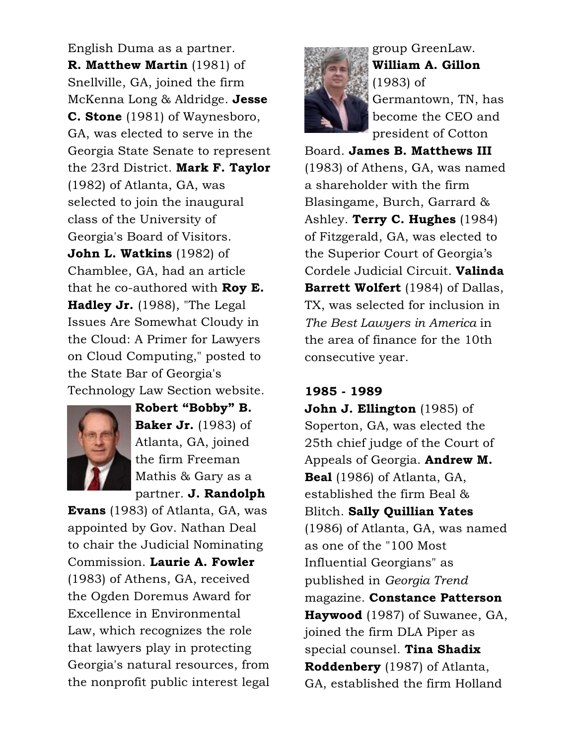English Duma as a partner. **R. Matthew Martin** (1981) of Snellville, GA, joined the firm McKenna Long & Aldridge. **Jesse C. Stone** (1981) of Waynesboro, GA, was elected to serve in the Georgia State Senate to represent the 23rd District. **Mark F. Taylor** (1982) of Atlanta, GA, was selected to join the inaugural class of the University of Georgia's Board of Visitors. **John L. Watkins** (1982) of Chamblee, GA, had an article that he co-authored with **Roy E. Hadley Jr.** (1988), "The Legal Issues Are Somewhat Cloudy in the Cloud: A Primer for Lawyers on Cloud Computing," posted to the State Bar of Georgia's Technology Law Section website. **Robert "Bobby" B. Baker Jr.** (1983) of Atlanta, GA, joined the firm Freeman Mathis & Gary as a partner. **J. Randolph Evans** (1983) of Atlanta, GA, was appointed by Gov. Nathan Deal to chair the Judicial Nominating Commission. **Laurie A. Fowler** (1983) of Athens, GA, received the Ogden Doremus Award for Excellence in Environmental Law, which recognizes the role that lawyers play in protecting Georgia's natural resources, from the nonprofit public interest legal group GreenLaw. **William A. Gillon** (1983) of Germantown, TN, has become the CEO and president of Cotton Board. **James B. Matthews III** (1983) of Athens, GA, was named a shareholder with the firm Blasingame, Burch, Garrard & Ashley. **Terry C. Hughes** (1984) of Fitzgerald, GA, was elected to the Superior Court of Georgia's Cordele Judicial Circuit. **Valinda Barrett Wolfert** (1984) of Dallas, TX, was selected for inclusion in *The Best Lawyers in America* in the area of finance for the 10th consecutive year.

**1985 - 1989**

**John J. Ellington** (1985) of Soperton, GA, was elected the 25th chief judge of the Court of Appeals of Georgia. **Andrew M. Beal** (1986) of Atlanta, GA, established the firm Beal & Blitch. **Sally Quillian Yates** (1986) of Atlanta, GA, was named as one of the "100 Most Influential Georgians" as published in *Georgia Trend* magazine. **Constance Patterson Haywood** (1987) of Suwanee, GA, joined the firm DLA Piper as special counsel. **Tina Shadix Roddenbery** (1987) of Atlanta, GA, established the firm Holland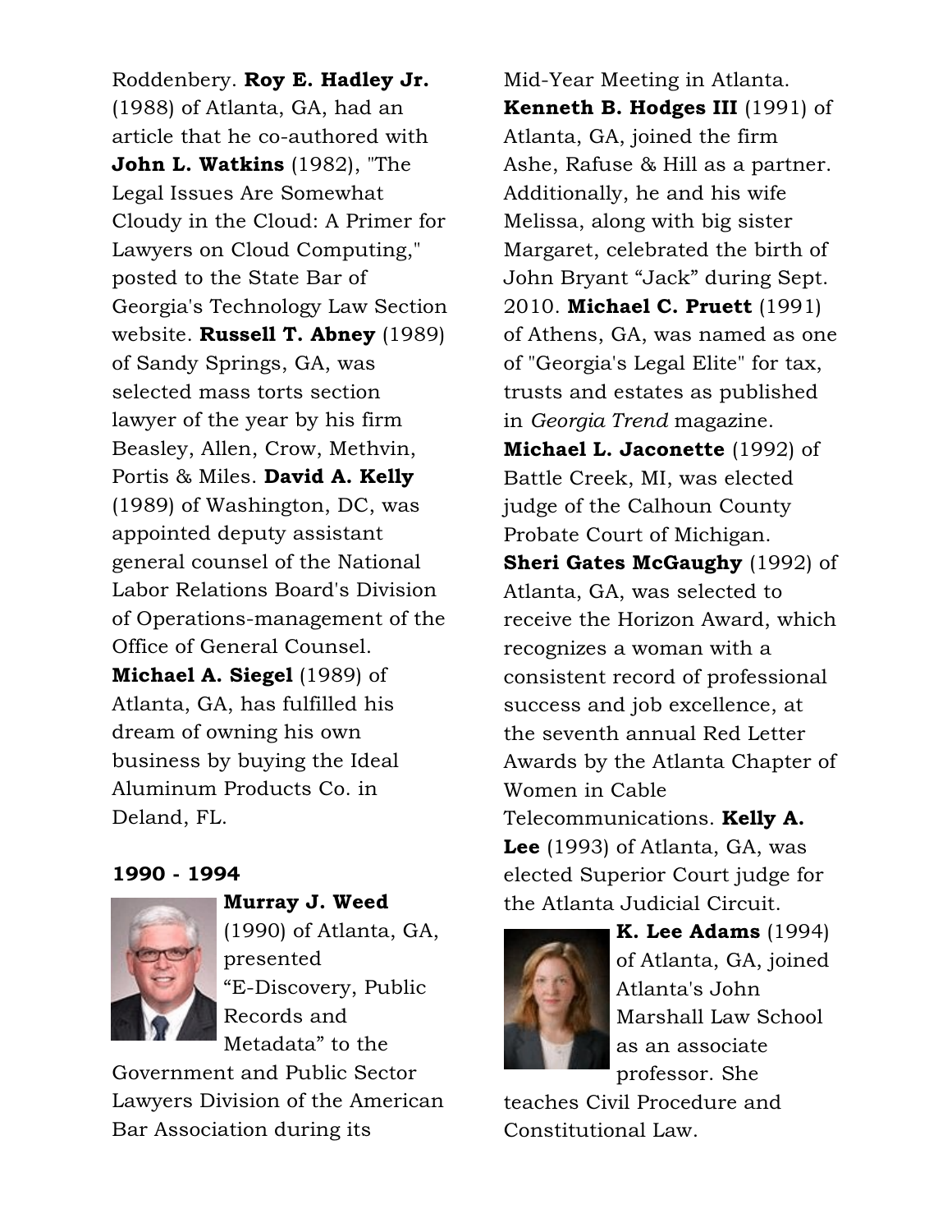Roddenbery. **Roy E. Hadley Jr.** (1988) of Atlanta, GA, had an article that he co-authored with **John L. Watkins** (1982), "The Legal Issues Are Somewhat Cloudy in the Cloud: A Primer for Lawyers on Cloud Computing," posted to the State Bar of Georgia's Technology Law Section website. **Russell T. Abney** (1989) of Sandy Springs, GA, was selected mass torts section lawyer of the year by his firm Beasley, Allen, Crow, Methvin, Portis & Miles. **David A. Kelly** (1989) of Washington, DC, was appointed deputy assistant general counsel of the National Labor Relations Board's Division of Operations-management of the Office of General Counsel. **Michael A. Siegel** (1989) of Atlanta, GA, has fulfilled his dream of owning his own business by buying the Ideal Aluminum Products Co. in Deland, FL.

**1990 - 1994**

**Murray J. Weed** (1990) of Atlanta, GA, presented "E-Discovery, Public Records and Metadata" to the Government and Public Sector Lawyers Division of the American Bar Association during its Mid-Year Meeting in Atlanta. **Kenneth B. Hodges III** (1991) of Atlanta, GA, joined the firm Ashe, Rafuse & Hill as a partner. Additionally, he and his wife Melissa, along with big sister Margaret, celebrated the birth of John Bryant "Jack" during Sept. 2010. **Michael C. Pruett** (1991) of Athens, GA, was named as one of "Georgia's Legal Elite" for tax, trusts and estates as published in *Georgia Trend* magazine. **Michael L. Jaconette** (1992) of Battle Creek, MI, was elected judge of the Calhoun County Probate Court of Michigan. **Sheri Gates McGaughy** (1992) of Atlanta, GA, was selected to receive the Horizon Award, which recognizes a woman with a consistent record of professional success and job excellence, at the seventh annual Red Letter Awards by the Atlanta Chapter of Women in Cable Telecommunications. **Kelly A. Lee** (1993) of Atlanta, GA, was elected Superior Court judge for the Atlanta Judicial Circuit.

**K. Lee Adams** (1994) of Atlanta, GA, joined Atlanta's John Marshall Law School as an associate professor. She teaches Civil Procedure and Constitutional Law.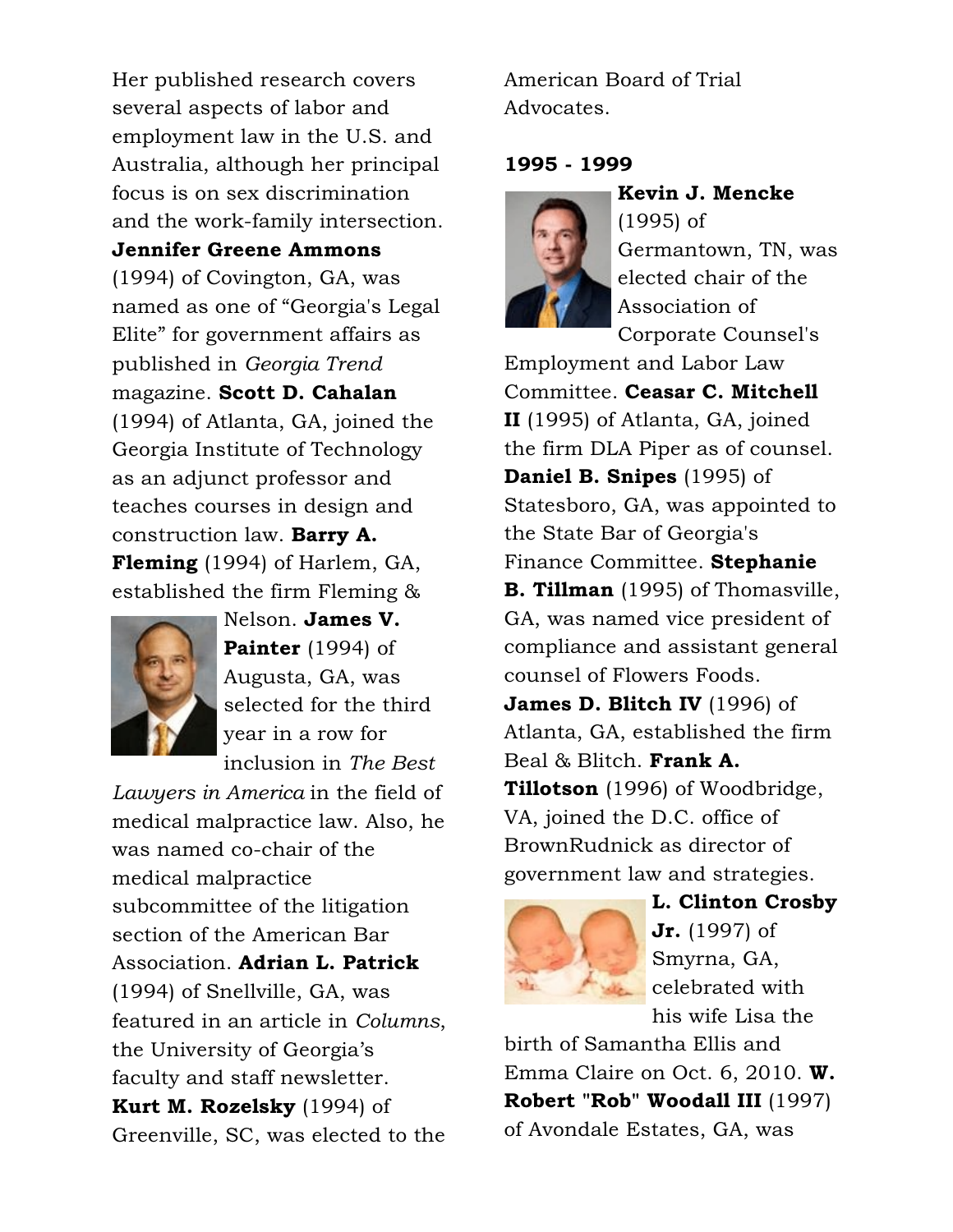Her published research covers several aspects of labor and employment law in the U.S. and Australia, although her principal focus is on sex discrimination and the work-family intersection. **Jennifer Greene Ammons** (1994) of Covington, GA, was named as one of "Georgia's Legal Elite" for government affairs as published in *Georgia Trend* magazine. **Scott D. Cahalan** (1994) of Atlanta, GA, joined the Georgia Institute of Technology as an adjunct professor and teaches courses in design and construction law. **Barry A. Fleming** (1994) of Harlem, GA, established the firm Fleming & Nelson. **James V. Painter** (1994) of Augusta, GA, was selected for the third year in a row for inclusion in *The Best Lawyers in America* in the field of medical malpractice law. Also, he was named co-chair of the medical malpractice subcommittee of the litigation section of the American Bar Association. **Adrian L. Patrick** (1994) of Snellville, GA, was featured in an article in *Columns*, the University of Georgia's faculty and staff newsletter. **Kurt M. Rozelsky** (1994) of Greenville, SC, was elected to the American Board of Trial Advocates.

**1995 - 1999**

**Kevin J. Mencke** (1995) of Germantown, TN, was elected chair of the Association of Corporate Counsel's Employment and Labor Law Committee. **Ceasar C. Mitchell II** (1995) of Atlanta, GA, joined the firm DLA Piper as of counsel. **Daniel B. Snipes** (1995) of Statesboro, GA, was appointed to the State Bar of Georgia's Finance Committee. **Stephanie B. Tillman** (1995) of Thomasville, GA, was named vice president of compliance and assistant general counsel of Flowers Foods. **James D. Blitch IV** (1996) of Atlanta, GA, established the firm Beal & Blitch. **Frank A. Tillotson** (1996) of Woodbridge, VA, joined the D.C. office of BrownRudnick as director of government law and strategies. **L. Clinton Crosby Jr.** (1997) of Smyrna, GA, celebrated with his wife Lisa the birth of Samantha Ellis and Emma Claire on Oct. 6, 2010. **W. Robert "Rob" Woodall III** (1997) of Avondale Estates, GA, was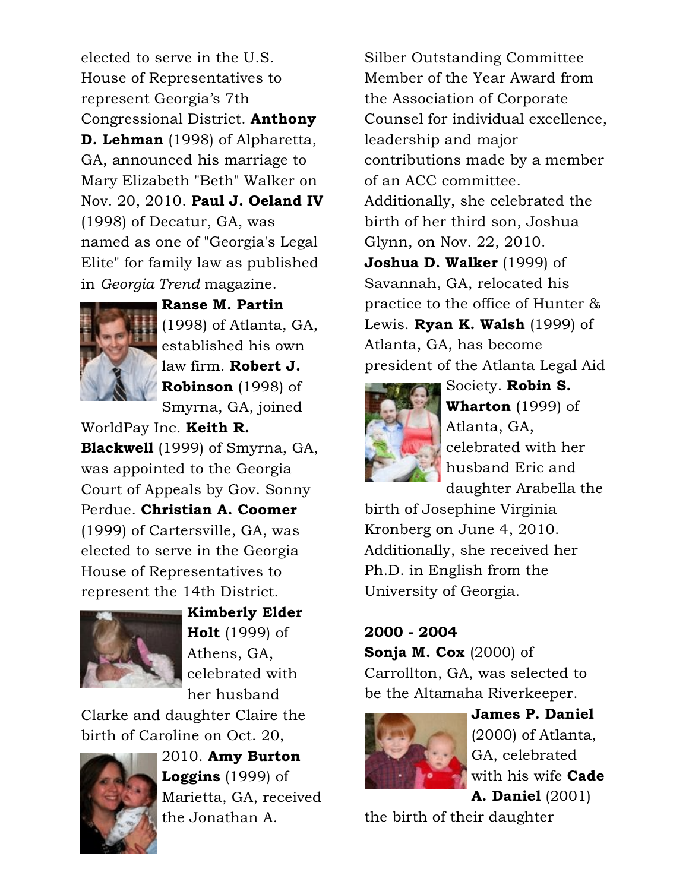elected to serve in the U.S. House of Representatives to represent Georgia's 7th Congressional District. **Anthony D. Lehman** (1998) of Alpharetta, GA, announced his marriage to Mary Elizabeth "Beth" Walker on Nov. 20, 2010. **Paul J. Oeland IV** (1998) of Decatur, GA, was named as one of "Georgia's Legal Elite" for family law as published in *Georgia Trend* magazine. **Ranse M. Partin** (1998) of Atlanta, GA, established his own law firm. **Robert J. Robinson** (1998) of Smyrna, GA, joined WorldPay Inc. **Keith R. Blackwell** (1999) of Smyrna, GA, was appointed to the Georgia Court of Appeals by Gov. Sonny Perdue. **Christian A. Coomer** (1999) of Cartersville, GA, was elected to serve in the Georgia House of Representatives to represent the 14th District. **Kimberly Elder Holt** (1999) of Athens, GA, celebrated with her husband Clarke and daughter Claire the birth of Caroline on Oct. 20, 2010. **Amy Burton Loggins** (1999) of Marietta, GA, received the Jonathan A. Silber Outstanding Committee Member of the Year Award from the Association of Corporate Counsel for individual excellence, leadership and major contributions made by a member of an ACC committee. Additionally, she celebrated the birth of her third son, Joshua Glynn, on Nov. 22, 2010. **Joshua D. Walker** (1999) of Savannah, GA, relocated his practice to the office of Hunter & Lewis. **Ryan K. Walsh** (1999) of Atlanta, GA, has become president of the Atlanta Legal Aid Society. **Robin S. Wharton** (1999) of Atlanta, GA, celebrated with her husband Eric and daughter Arabella the birth of Josephine Virginia Kronberg on June 4, 2010. Additionally, she received her Ph.D. in English from the University of Georgia.

**2000 - 2004**

**Sonja M. Cox** (2000) of Carrollton, GA, was selected to be the Altamaha Riverkeeper. **James P. Daniel** (2000) of Atlanta, GA, celebrated with his wife **Cade A. Daniel** (2001) the birth of their daughter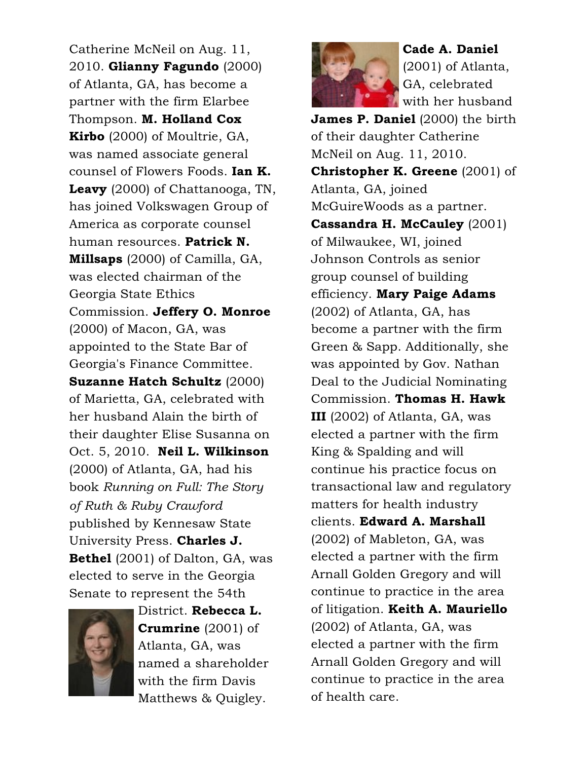Catherine McNeil on Aug. 11, 2010. **Glianny Fagundo** (2000) of Atlanta, GA, has become a partner with the firm Elarbee Thompson. **M. Holland Cox Kirbo** (2000) of Moultrie, GA, was named associate general counsel of Flowers Foods. **Ian K. Leavy** (2000) of Chattanooga, TN, has joined Volkswagen Group of America as corporate counsel human resources. **Patrick N. Millsaps** (2000) of Camilla, GA, was elected chairman of the Georgia State Ethics Commission. **Jeffery O. Monroe** (2000) of Macon, GA, was appointed to the State Bar of Georgia's Finance Committee. **Suzanne Hatch Schultz** (2000) of Marietta, GA, celebrated with her husband Alain the birth of their daughter Elise Susanna on Oct. 5, 2010. **Neil L. Wilkinson** (2000) of Atlanta, GA, had his book *Running on Full: The Story of Ruth & Ruby Crawford* published by Kennesaw State University Press. **Charles J. Bethel** (2001) of Dalton, GA, was elected to serve in the Georgia Senate to represent the 54th District. **Rebecca L. Crumrine** (2001) of Atlanta, GA, was named a shareholder with the firm Davis Matthews & Quigley. **Cade A. Daniel** (2001) of Atlanta, GA, celebrated with her husband **James P. Daniel** (2000) the birth of their daughter Catherine McNeil on Aug. 11, 2010. **Christopher K. Greene** (2001) of Atlanta, GA, joined McGuireWoods as a partner. **Cassandra H. McCauley** (2001) of Milwaukee, WI, joined Johnson Controls as senior group counsel of building efficiency. **Mary Paige Adams** (2002) of Atlanta, GA, has become a partner with the firm Green & Sapp. Additionally, she was appointed by Gov. Nathan Deal to the Judicial Nominating Commission. **Thomas H. Hawk III** (2002) of Atlanta, GA, was elected a partner with the firm King & Spalding and will continue his practice focus on transactional law and regulatory matters for health industry clients. **Edward A. Marshall** (2002) of Mableton, GA, was elected a partner with the firm Arnall Golden Gregory and will continue to practice in the area of litigation. **Keith A. Mauriello** (2002) of Atlanta, GA, was elected a partner with the firm Arnall Golden Gregory and will continue to practice in the area of health care.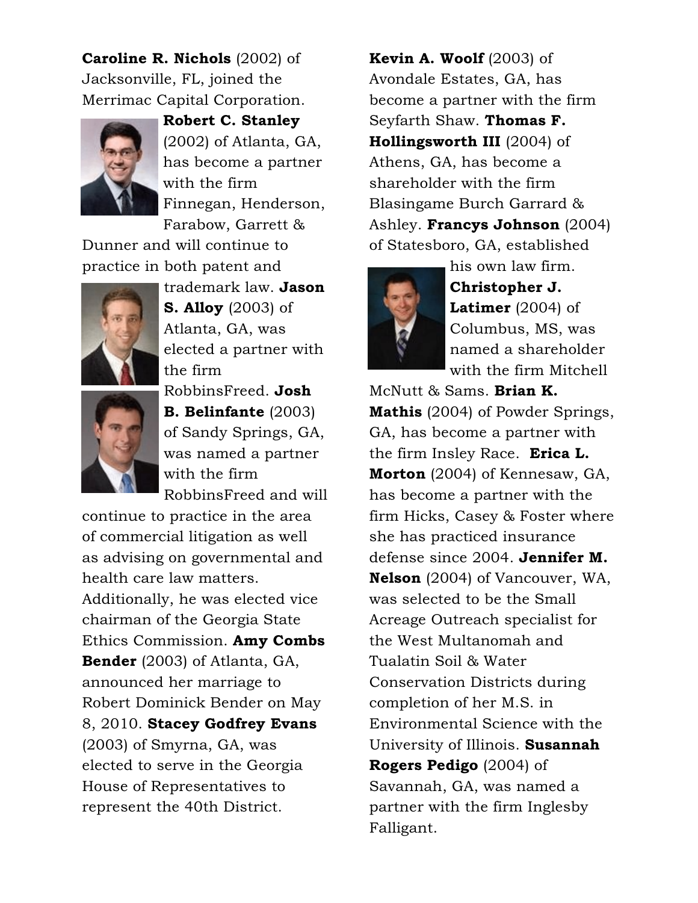**Caroline R. Nichols** (2002) of Jacksonville, FL, joined the Merrimac Capital Corporation. **Robert C. Stanley** (2002) of Atlanta, GA, has become a partner with the firm Finnegan, Henderson, Farabow, Garrett & Dunner and will continue to practice in both patent and trademark law. **Jason S. Alloy** (2003) of Atlanta, GA, was elected a partner with the firm RobbinsFreed. **Josh B. Belinfante** (2003) of Sandy Springs, GA, was named a partner with the firm RobbinsFreed and will continue to practice in the area of commercial litigation as well as advising on governmental and health care law matters. Additionally, he was elected vice chairman of the Georgia State Ethics Commission. **Amy Combs Bender** (2003) of Atlanta, GA, announced her marriage to Robert Dominick Bender on May 8, 2010. **Stacey Godfrey Evans** (2003) of Smyrna, GA, was elected to serve in the Georgia House of Representatives to represent the 40th District.

**Kevin A. Woolf** (2003) of Avondale Estates, GA, has become a partner with the firm Seyfarth Shaw. **Thomas F. Hollingsworth III** (2004) of Athens, GA, has become a shareholder with the firm Blasingame Burch Garrard & Ashley. **Francys Johnson** (2004) of Statesboro, GA, established his own law firm. **Christopher J. Latimer** (2004) of Columbus, MS, was named a shareholder with the firm Mitchell McNutt & Sams. **Brian K. Mathis** (2004) of Powder Springs, GA, has become a partner with the firm Insley Race. **Erica L. Morton** (2004) of Kennesaw, GA, has become a partner with the firm Hicks, Casey & Foster where she has practiced insurance defense since 2004. **Jennifer M. Nelson** (2004) of Vancouver, WA, was selected to be the Small Acreage Outreach specialist for the West Multanomah and Tualatin Soil & Water Conservation Districts during completion of her M.S. in Environmental Science with the University of Illinois. **Susannah Rogers Pedigo** (2004) of Savannah, GA, was named a partner with the firm Inglesby Falligant.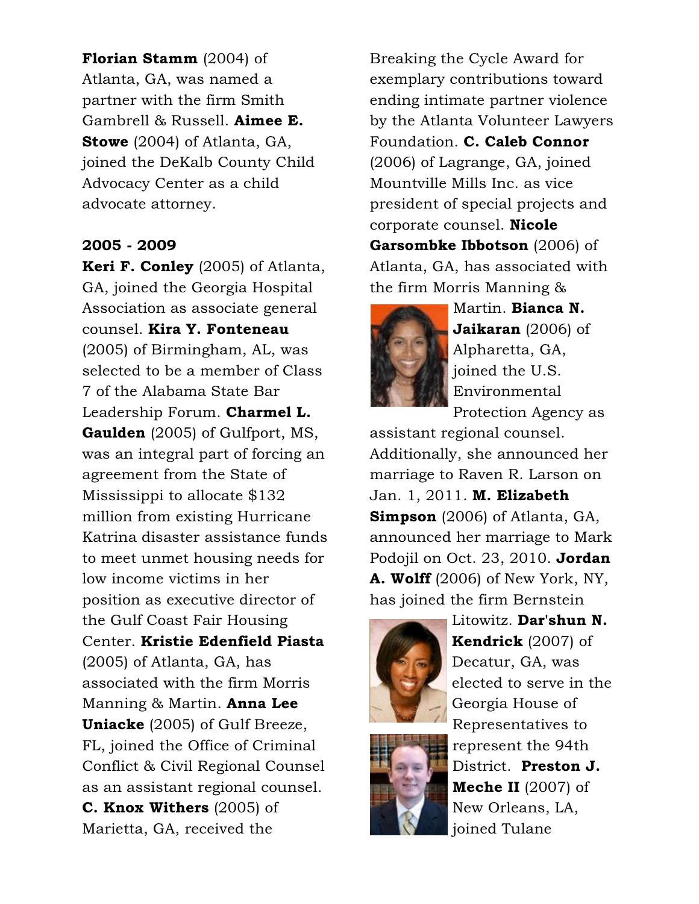**Florian Stamm** (2004) of Atlanta, GA, was named a partner with the firm Smith Gambrell & Russell. **Aimee E. Stowe** (2004) of Atlanta, GA, joined the DeKalb County Child Advocacy Center as a child advocate attorney.

**2005 - 2009**

**Keri F. Conley** (2005) of Atlanta, GA, joined the Georgia Hospital Association as associate general counsel. **Kira Y. Fonteneau** (2005) of Birmingham, AL, was selected to be a member of Class 7 of the Alabama State Bar Leadership Forum. **Charmel L. Gaulden** (2005) of Gulfport, MS, was an integral part of forcing an agreement from the State of Mississippi to allocate $132 million from existing Hurricane Katrina disaster assistance funds to meet unmet housing needs for low income victims in her position as executive director of the Gulf Coast Fair Housing Center. **Kristie Edenfield Piasta** (2005) of Atlanta, GA, has associated with the firm Morris Manning & Martin. **Anna Lee Uniacke** (2005) of Gulf Breeze, FL, joined the Office of Criminal Conflict & Civil Regional Counsel as an assistant regional counsel. **C. Knox Withers** (2005) of Marietta, GA, received the Breaking the Cycle Award for exemplary contributions toward ending intimate partner violence by the Atlanta Volunteer Lawyers Foundation. **C. Caleb Connor** (2006) of Lagrange, GA, joined Mountville Mills Inc. as vice president of special projects and corporate counsel. **Nicole Garsombke Ibbotson** (2006) of Atlanta, GA, has associated with the firm Morris Manning & Martin. **Bianca N. Jaikaran** (2006) of Alpharetta, GA, joined the U.S. Environmental Protection Agency as assistant regional counsel. Additionally, she announced her marriage to Raven R. Larson on Jan. 1, 2011. **M. Elizabeth Simpson** (2006) of Atlanta, GA, announced her marriage to Mark Podojil on Oct. 23, 2010. **Jordan A. Wolff** (2006) of New York, NY, has joined the firm Bernstein Litowitz. **Dar'shun N. Kendrick** (2007) of Decatur, GA, was elected to serve in the Georgia House of Representatives to represent the 94th District. **Preston J. Meche II** (2007) of New Orleans, LA, joined Tulane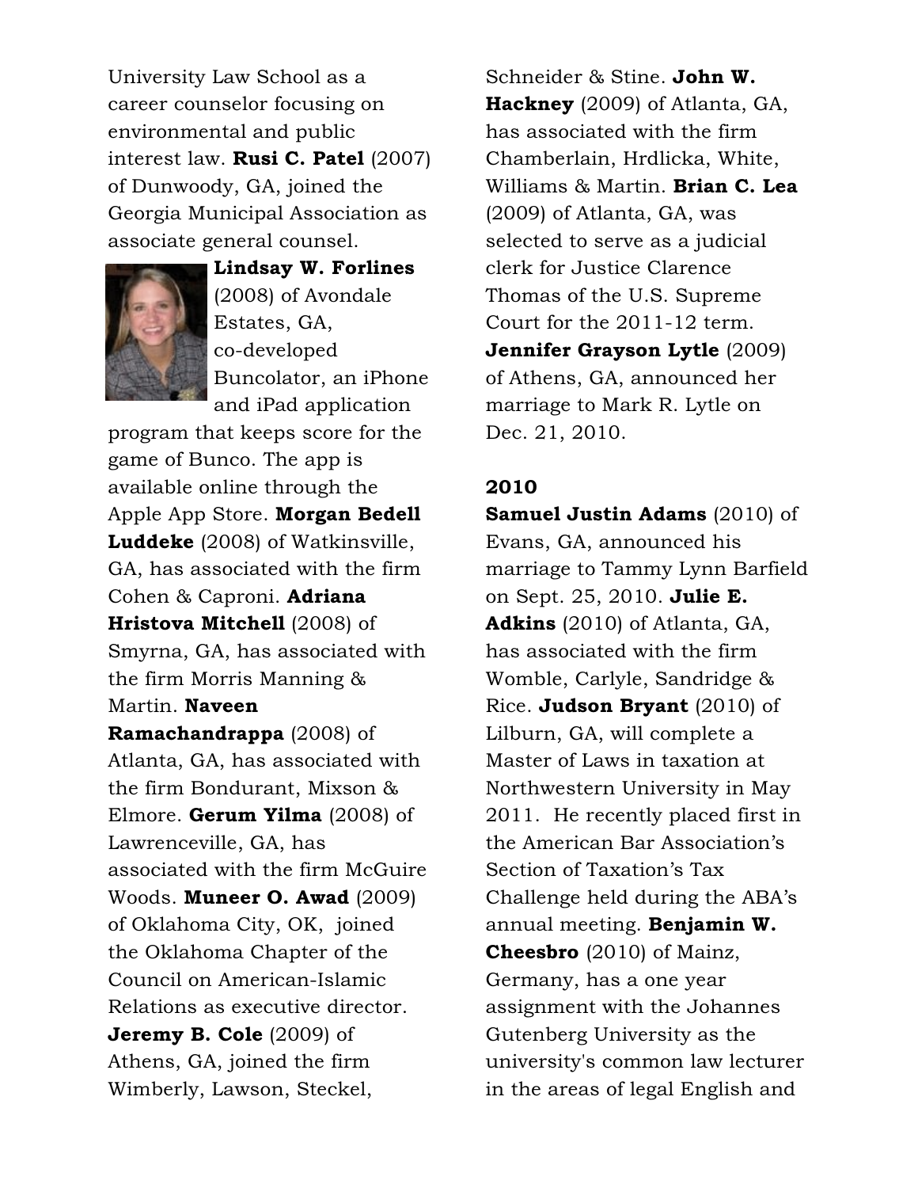University Law School as a career counselor focusing on environmental and public interest law. **Rusi C. Patel** (2007) of Dunwoody, GA, joined the Georgia Municipal Association as associate general counsel. **Lindsay W. Forlines** (2008) of Avondale Estates, GA, co-developed Buncolator, an iPhone and iPad application program that keeps score for the game of Bunco. The app is available online through the Apple App Store. **Morgan Bedell Luddeke** (2008) of Watkinsville, GA, has associated with the firm Cohen & Caproni. **Adriana Hristova Mitchell** (2008) of Smyrna, GA, has associated with the firm Morris Manning & Martin. **Naveen Ramachandrappa** (2008) of Atlanta, GA, has associated with the firm Bondurant, Mixson & Elmore. **Gerum Yilma** (2008) of Lawrenceville, GA, has associated with the firm McGuire Woods. **Muneer O. Awad** (2009) of Oklahoma City, OK, joined the Oklahoma Chapter of the Council on American-Islamic Relations as executive director. **Jeremy B. Cole** (2009) of Athens, GA, joined the firm Wimberly, Lawson, Steckel, Schneider & Stine. **John W. Hackney** (2009) of Atlanta, GA, has associated with the firm Chamberlain, Hrdlicka, White, Williams & Martin. **Brian C. Lea** (2009) of Atlanta, GA, was selected to serve as a judicial clerk for Justice Clarence Thomas of the U.S. Supreme Court for the 2011-12 term. **Jennifer Grayson Lytle** (2009) of Athens, GA, announced her marriage to Mark R. Lytle on Dec. 21, 2010.

**2010**

**Samuel Justin Adams** (2010) of Evans, GA, announced his marriage to Tammy Lynn Barfield on Sept. 25, 2010. **Julie E. Adkins** (2010) of Atlanta, GA, has associated with the firm Womble, Carlyle, Sandridge & Rice. **Judson Bryant** (2010) of Lilburn, GA, will complete a Master of Laws in taxation at Northwestern University in May 2011. He recently placed first in the American Bar Association's Section of Taxation's Tax Challenge held during the ABA's annual meeting. **Benjamin W. Cheesbro** (2010) of Mainz, Germany, has a one year assignment with the Johannes Gutenberg University as the university's common law lecturer in the areas of legal English and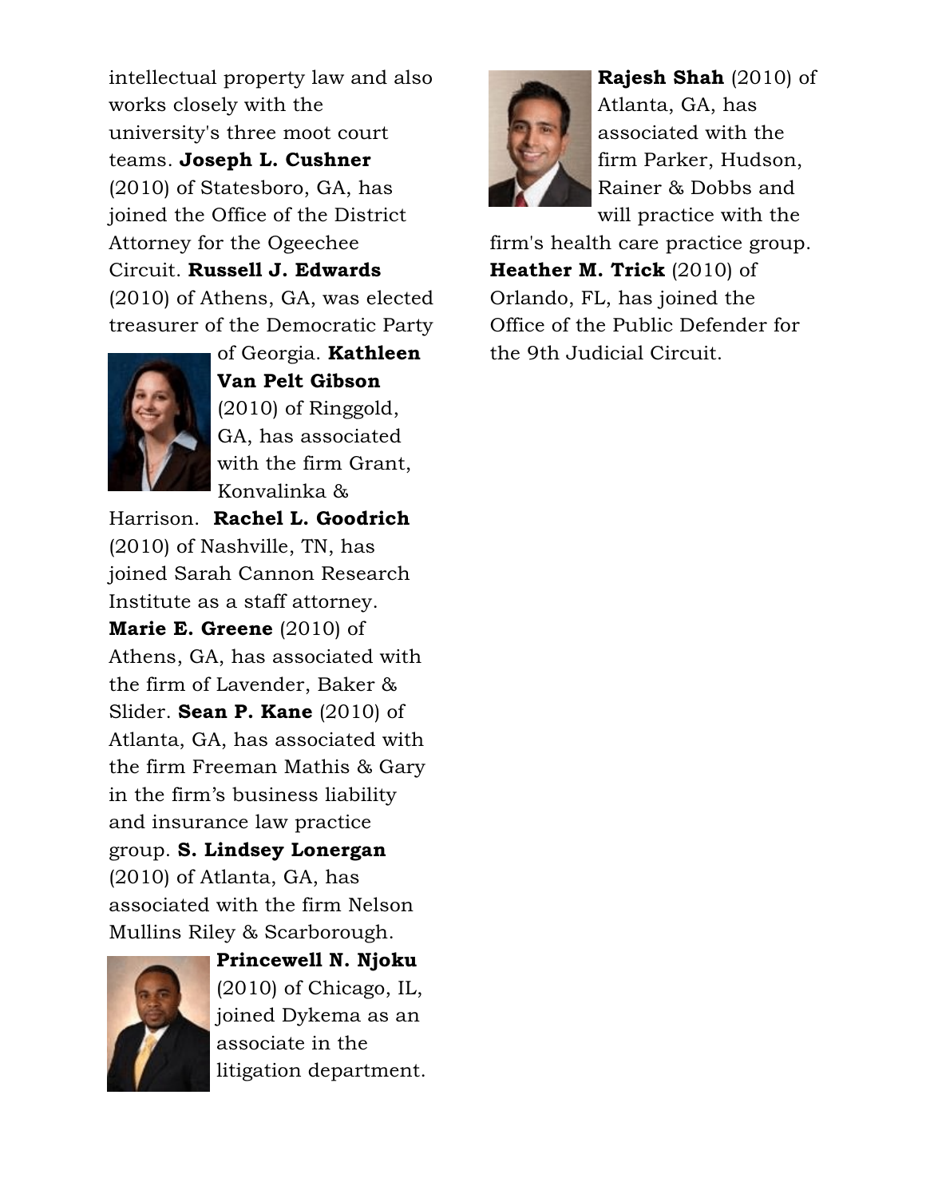intellectual property law and also works closely with the university's three moot court teams. **Joseph L. Cushner** (2010) of Statesboro, GA, has joined the Office of the District Attorney for the Ogeechee Circuit. **Russell J. Edwards** (2010) of Athens, GA, was elected treasurer of the Democratic Party of Georgia. **Kathleen Van Pelt Gibson** (2010) of Ringgold, GA, has associated with the firm Grant, Konvalinka & Harrison. **Rachel L. Goodrich** (2010) of Nashville, TN, has joined Sarah Cannon Research Institute as a staff attorney. **Marie E. Greene** (2010) of Athens, GA, has associated with the firm of Lavender, Baker & Slider. **Sean P. Kane** (2010) of Atlanta, GA, has associated with the firm Freeman Mathis & Gary in the firm's business liability and insurance law practice group. **S. Lindsey Lonergan** (2010) of Atlanta, GA, has associated with the firm Nelson Mullins Riley & Scarborough. **Princewell N. Njoku** (2010) of Chicago, IL, joined Dykema as an associate in the litigation department. **Rajesh Shah** (2010) of Atlanta, GA, has associated with the firm Parker, Hudson, Rainer & Dobbs and will practice with the firm's health care practice group. **Heather M. Trick** (2010) of Orlando, FL, has joined the Office of the Public Defender for the 9th Judicial Circuit.